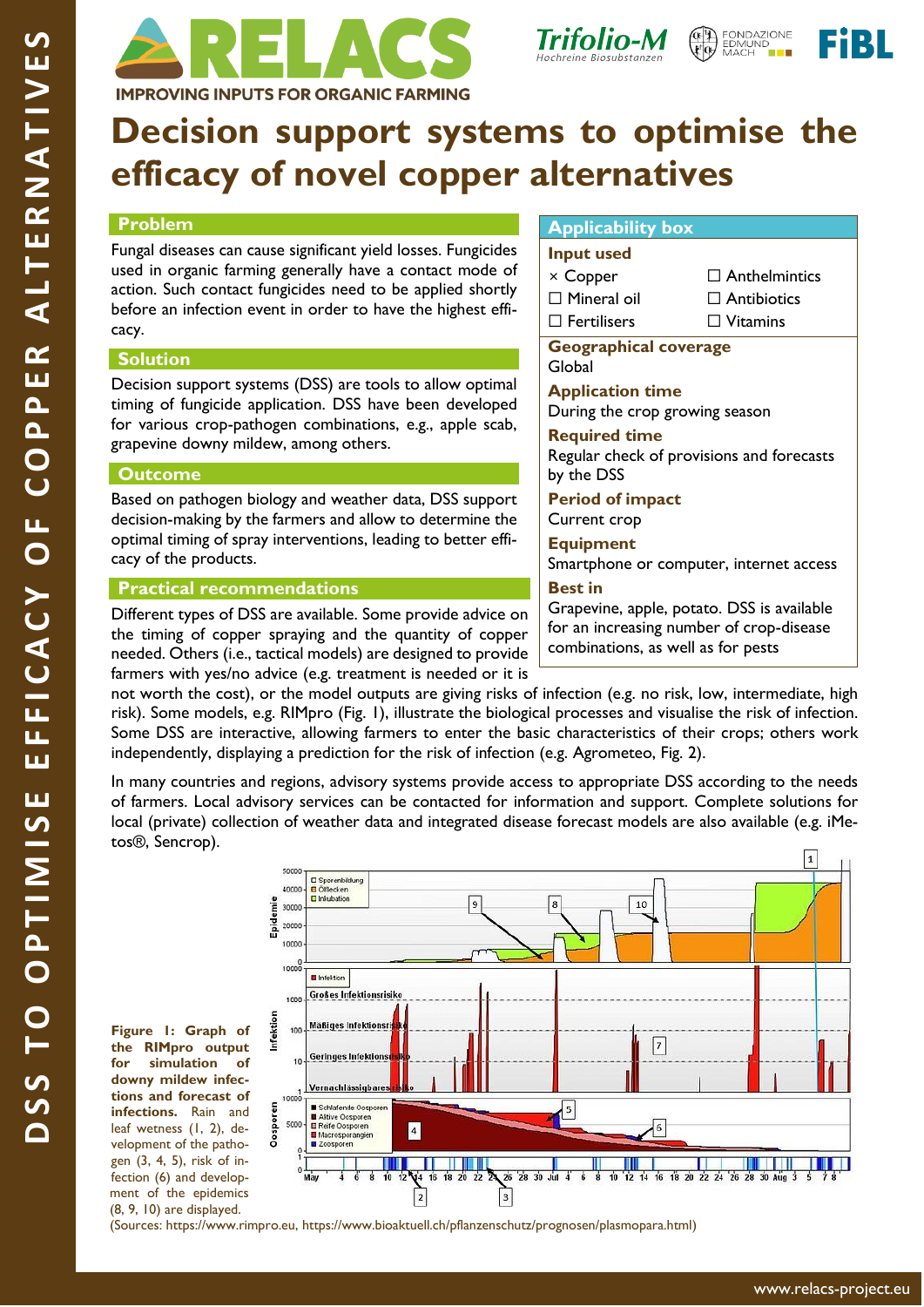RELACS – IMPROVING INPUTS FOR ORGANIC FARMING

DSS TO OPTIMISE EFFICACY OF COPPER ALTERNATIVES

# Decision support systems to optimise the efficacy of novel copper alternatives

## Problem

Fungal diseases can cause significant yield losses. Fungicides used in organic farming generally have a contact mode of action. Such contact fungicides need to be applied shortly before an infection event in order to have the highest efficacy.

## Solution

Decision support systems (DSS) are tools to allow optimal timing of fungicide application. DSS have been developed for various crop-pathogen combinations, e.g., apple scab, grapevine downy mildew, among others.

## Outcome

Based on pathogen biology and weather data, DSS support decision-making by the farmers and allow to determine the optimal timing of spray interventions, leading to better efficacy of the products.

## Applicability box

**Input used**

- × Copper
- ☐ Mineral oil
- ☐ Fertilisers
- ☐ Anthelmintics
- ☐ Antibiotics
- ☐ Vitamins

**Geographical coverage**
Global

**Application time**
During the crop growing season

**Required time**
Regular check of provisions and forecasts by the DSS

**Period of impact**
Current crop

**Equipment**
Smartphone or computer, internet access

**Best in**
Grapevine, apple, potato. DSS is available for an increasing number of crop-disease combinations, as well as for pests

## Practical recommendations

Different types of DSS are available. Some provide advice on the timing of copper spraying and the quantity of copper needed. Others (i.e., tactical models) are designed to provide farmers with yes/no advice (e.g. treatment is needed or it is not worth the cost), or the model outputs are giving risks of infection (e.g. no risk, low, intermediate, high risk). Some models, e.g. RIMpro (Fig. 1), illustrate the biological processes and visualise the risk of infection. Some DSS are interactive, allowing farmers to enter the basic characteristics of their crops; others work independently, displaying a prediction for the risk of infection (e.g. Agrometeo, Fig. 2).

In many countries and regions, advisory systems provide access to appropriate DSS according to the needs of farmers. Local advisory services can be contacted for information and support. Complete solutions for local (private) collection of weather data and integrated disease forecast models are also available (e.g. iMetos®, Sencrop).

**Figure 1: Graph of the RIMpro output for simulation of downy mildew infections and forecast of infections.** Rain and leaf wetness (1, 2), development of the pathogen (3, 4, 5), risk of infection (6) and development of the epidemics (8, 9, 10) are displayed.

(Sources: https://www.rimpro.eu, https://www.bioaktuell.ch/pflanzenschutz/prognosen/plasmopara.html)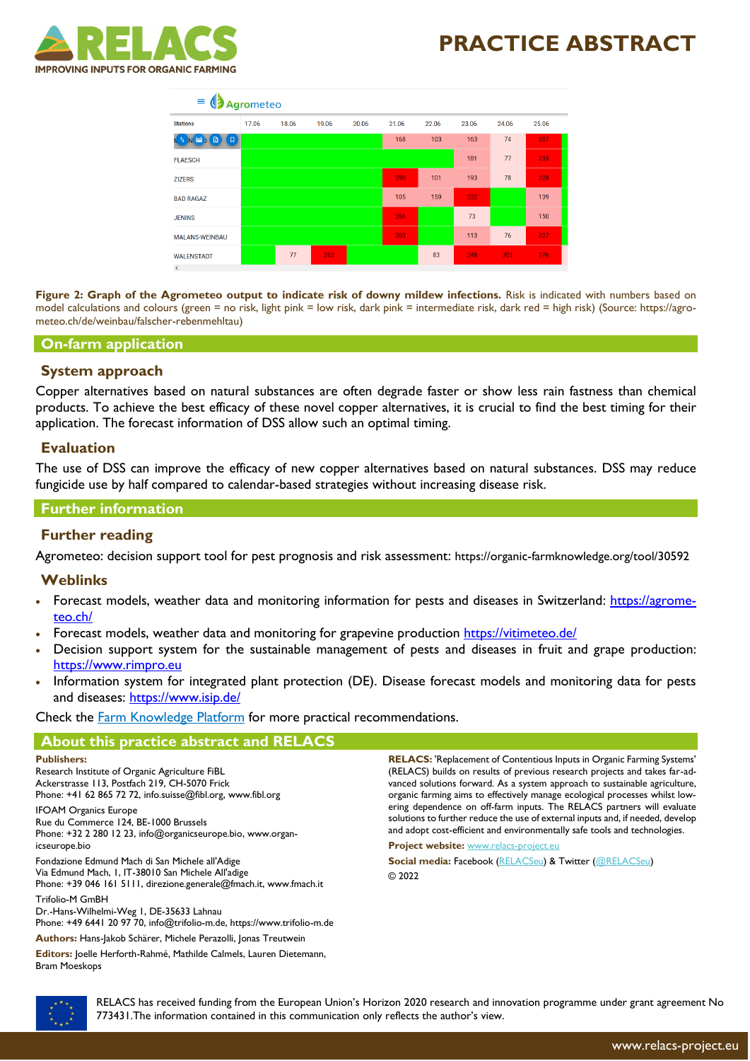# PRACTICE ABSTRACT

Agrometeo

| Stations | 17.06 | 18.06 | 19.06 | 20.06 | 21.06 | 22.06 | 23.06 | 24.06 | 25.06 |
|---|---|---|---|---|---|---|---|---|---|
| | | | | | 168 | 103 | 163 | 74 | 207 |
| FLAESCH | | | | | | | 181 | 77 | 255 |
| ZIZERS | | | | | 290 | 101 | 193 | 78 | 228 |
| BAD RAGAZ | | | | | 105 | 159 | 332 | | 139 |
| JENINS | | | | | 266 | | 73 | | 150 |
| MALANS-WEINBAU | | | | | 203 | | 113 | 76 | 227 |
| WALENSTADT | | 77 | 263 | | | 83 | 243 | 301 | 276 |

**Figure 2: Graph of the Agrometeo output to indicate risk of downy mildew infections.** Risk is indicated with numbers based on model calculations and colours (green = no risk, light pink = low risk, dark pink = intermediate risk, dark red = high risk) (Source: https://agrometeo.ch/de/weinbau/falscher-rebenmehltau)

## On-farm application

### System approach

Copper alternatives based on natural substances are often degrade faster or show less rain fastness than chemical products. To achieve the best efficacy of these novel copper alternatives, it is crucial to find the best timing for their application. The forecast information of DSS allow such an optimal timing.

### Evaluation

The use of DSS can improve the efficacy of new copper alternatives based on natural substances. DSS may reduce fungicide use by half compared to calendar-based strategies without increasing disease risk.

## Further information

### Further reading

Agrometeo: decision support tool for pest prognosis and risk assessment: https://organic-farmknowledge.org/tool/30592

### Weblinks

- Forecast models, weather data and monitoring information for pests and diseases in Switzerland: https://agrometeo.ch/
- Forecast models, weather data and monitoring for grapevine production https://vitimeteo.de/
- Decision support system for the sustainable management of pests and diseases in fruit and grape production: https://www.rimpro.eu
- Information system for integrated plant protection (DE). Disease forecast models and monitoring data for pests and diseases: https://www.isip.de/

Check the Farm Knowledge Platform for more practical recommendations.

## About this practice abstract and RELACS

**Publishers:**
Research Institute of Organic Agriculture FiBL
Ackerstrasse 113, Postfach 219, CH-5070 Frick
Phone: +41 62 865 72 72, info.suisse@fibl.org, www.fibl.org

IFOAM Organics Europe
Rue du Commerce 124, BE-1000 Brussels
Phone: +32 2 280 12 23, info@organicseurope.bio, www.organicseurope.bio

Fondazione Edmund Mach di San Michele all'Adige
Via Edmund Mach, 1, IT-38010 San Michele All'adige
Phone: +39 046 161 5111, direzione.generale@fmach.it, www.fmach.it

Trifolio-M GmbH
Dr.-Hans-Wilhelmi-Weg 1, DE-35633 Lahnau
Phone: +49 6441 20 97 70, info@trifolio-m.de, https://www.trifolio-m.de

**Authors:** Hans-Jakob Schärer, Michele Perazolli, Jonas Treutwein

**Editors:** Joelle Herforth-Rahmé, Mathilde Calmels, Lauren Dietemann, Bram Moeskops

**RELACS:** 'Replacement of Contentious Inputs in Organic Farming Systems' (RELACS) builds on results of previous research projects and takes far-advanced solutions forward. As a system approach to sustainable agriculture, organic farming aims to effectively manage ecological processes whilst lowering dependence on off-farm inputs. The RELACS partners will evaluate solutions to further reduce the use of external inputs and, if needed, develop and adopt cost-efficient and environmentally safe tools and technologies.

**Project website:** www.relacs-project.eu

**Social media:** Facebook (RELACSeu) & Twitter (@RELACSeu)

© 2022

RELACS has received funding from the European Union's Horizon 2020 research and innovation programme under grant agreement No 773431.The information contained in this communication only reflects the author's view.